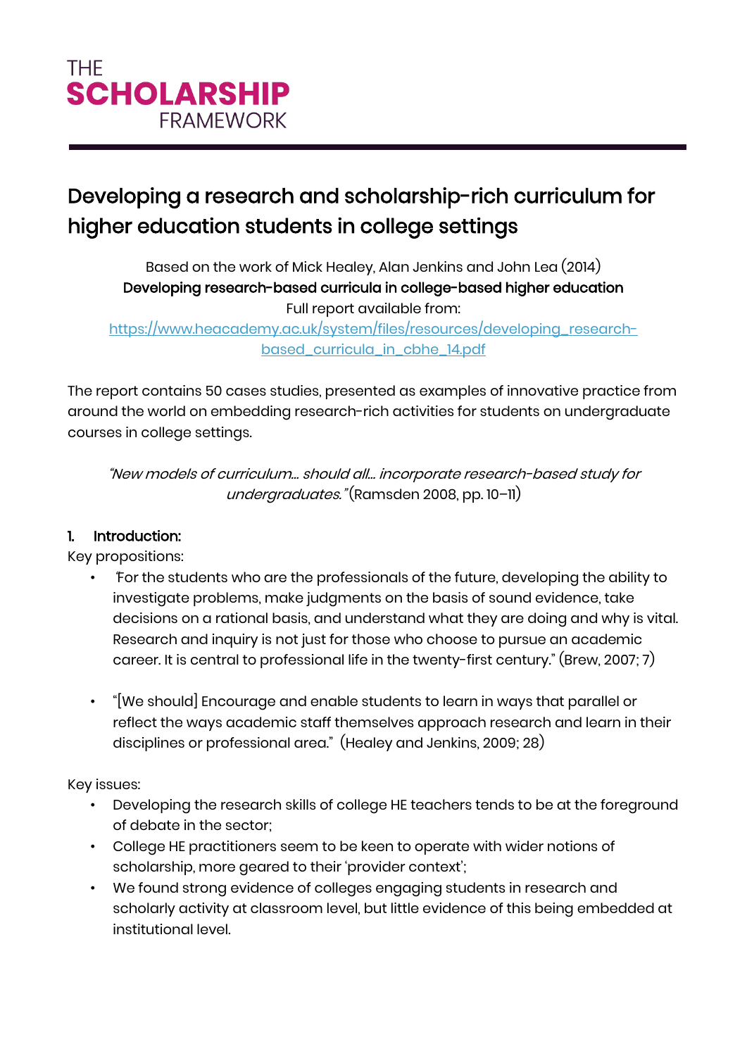THE
**SCHOLARSHIP**
FRAMEWORK

# Developing a research and scholarship-rich curriculum for higher education students in college settings

Based on the work of Mick Healey, Alan Jenkins and John Lea (2014)
**Developing research-based curricula in college-based higher education**
Full report available from:
[https://www.heacademy.ac.uk/system/files/resources/developing_research-based_curricula_in_cbhe_14.pdf](https://www.heacademy.ac.uk/system/files/resources/developing_research-based_curricula_in_cbhe_14.pdf)

The report contains 50 cases studies, presented as examples of innovative practice from around the world on embedding research-rich activities for students on undergraduate courses in college settings.

*"New models of curriculum… should all… incorporate research-based study for undergraduates."* (Ramsden 2008, pp. 10–11)

## 1. Introduction:

Key propositions:

- 'For the students who are the professionals of the future, developing the ability to investigate problems, make judgments on the basis of sound evidence, take decisions on a rational basis, and understand what they are doing and why is vital. Research and inquiry is not just for those who choose to pursue an academic career. It is central to professional life in the twenty-first century." (Brew, 2007; 7)

- "[We should] Encourage and enable students to learn in ways that parallel or reflect the ways academic staff themselves approach research and learn in their disciplines or professional area." (Healey and Jenkins, 2009; 28)

Key issues:

- Developing the research skills of college HE teachers tends to be at the foreground of debate in the sector;
- College HE practitioners seem to be keen to operate with wider notions of scholarship, more geared to their 'provider context';
- We found strong evidence of colleges engaging students in research and scholarly activity at classroom level, but little evidence of this being embedded at institutional level.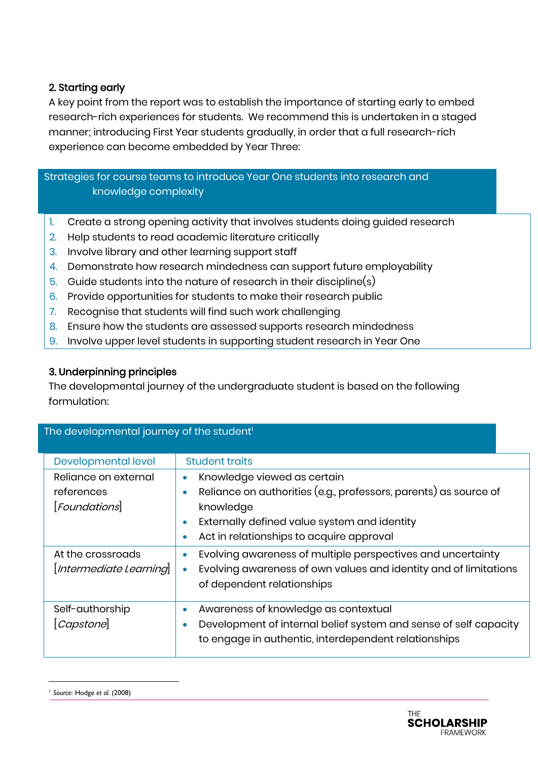## 2. Starting early

A key point from the report was to establish the importance of starting early to embed research-rich experiences for students. We recommend this is undertaken in a staged manner; introducing First Year students gradually, in order that a full research-rich experience can become embedded by Year Three:

| Strategies for course teams to introduce Year One students into research and knowledge complexity |
|---|
| 1. Create a strong opening activity that involves students doing guided research<br>2. Help students to read academic literature critically<br>3. Involve library and other learning support staff<br>4. Demonstrate how research mindedness can support future employability<br>5. Guide students into the nature of research in their discipline(s)<br>6. Provide opportunities for students to make their research public<br>7. Recognise that students will find such work challenging<br>8. Ensure how the students are assessed supports research mindedness<br>9. Involve upper level students in supporting student research in Year One |

## 3. Underpinning principles

The developmental journey of the undergraduate student is based on the following formulation:

**The developmental journey of the student[1]**

| Developmental level | Student traits |
|---|---|
| Reliance on external references [*Foundations*] | • Knowledge viewed as certain<br>• Reliance on authorities (e.g., professors, parents) as source of knowledge<br>• Externally defined value system and identity<br>• Act in relationships to acquire approval |
| At the crossroads [*Intermediate Learning*] | • Evolving awareness of multiple perspectives and uncertainty<br>• Evolving awareness of own values and identity and of limitations of dependent relationships |
| Self-authorship [*Capstone*] | • Awareness of knowledge as contextual<br>• Development of internal belief system and sense of self capacity to engage in authentic, interdependent relationships |

[1] *Source*: Hodge *et al.* (2008)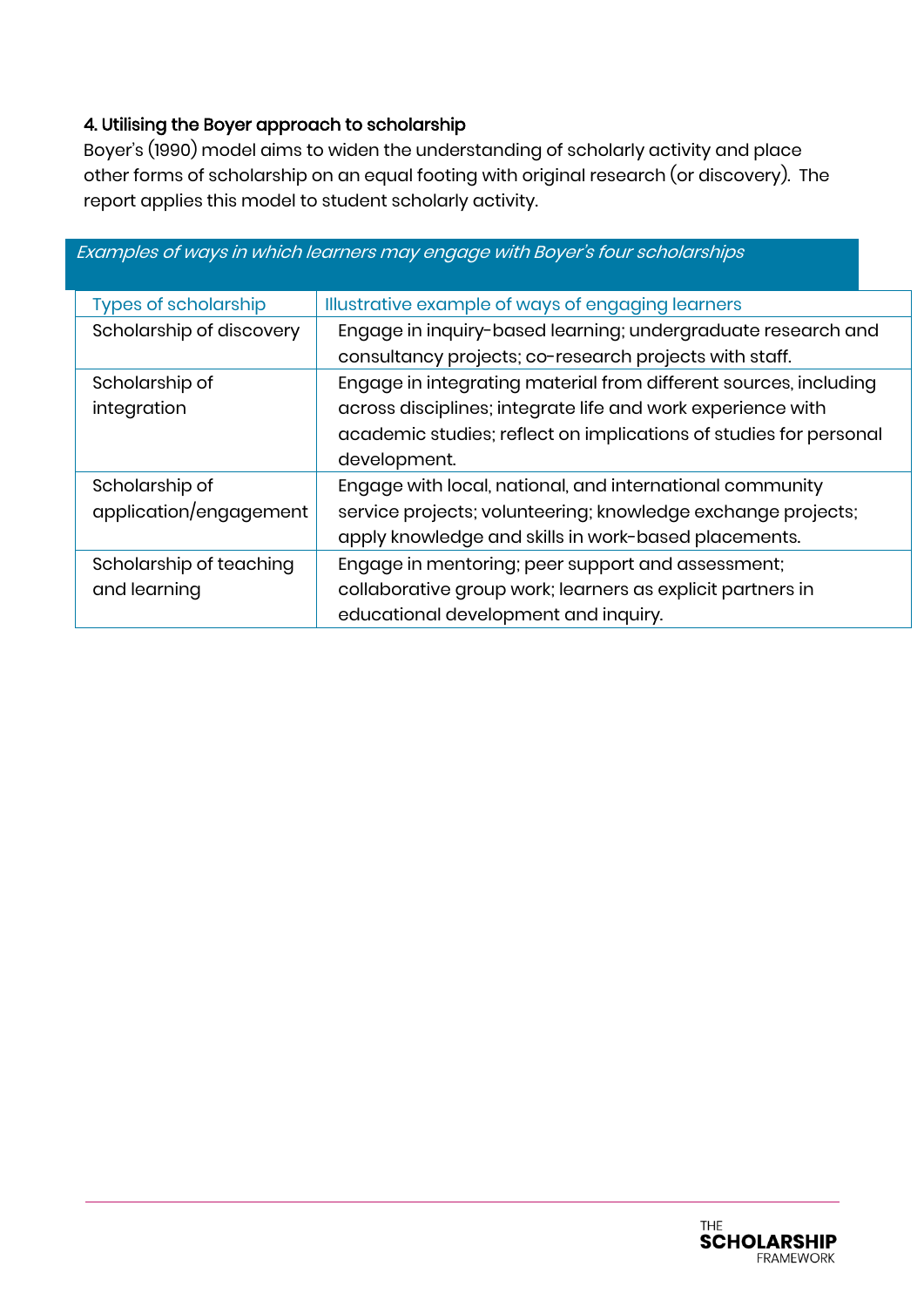### 4. Utilising the Boyer approach to scholarship

Boyer's (1990) model aims to widen the understanding of scholarly activity and place other forms of scholarship on an equal footing with original research (or discovery). The report applies this model to student scholarly activity.

*Examples of ways in which learners may engage with Boyer's four scholarships*

| Types of scholarship | Illustrative example of ways of engaging learners |
|---|---|
| Scholarship of discovery | Engage in inquiry-based learning; undergraduate research and consultancy projects; co-research projects with staff. |
| Scholarship of integration | Engage in integrating material from different sources, including across disciplines; integrate life and work experience with academic studies; reflect on implications of studies for personal development. |
| Scholarship of application/engagement | Engage with local, national, and international community service projects; volunteering; knowledge exchange projects; apply knowledge and skills in work-based placements. |
| Scholarship of teaching and learning | Engage in mentoring; peer support and assessment; collaborative group work; learners as explicit partners in educational development and inquiry. |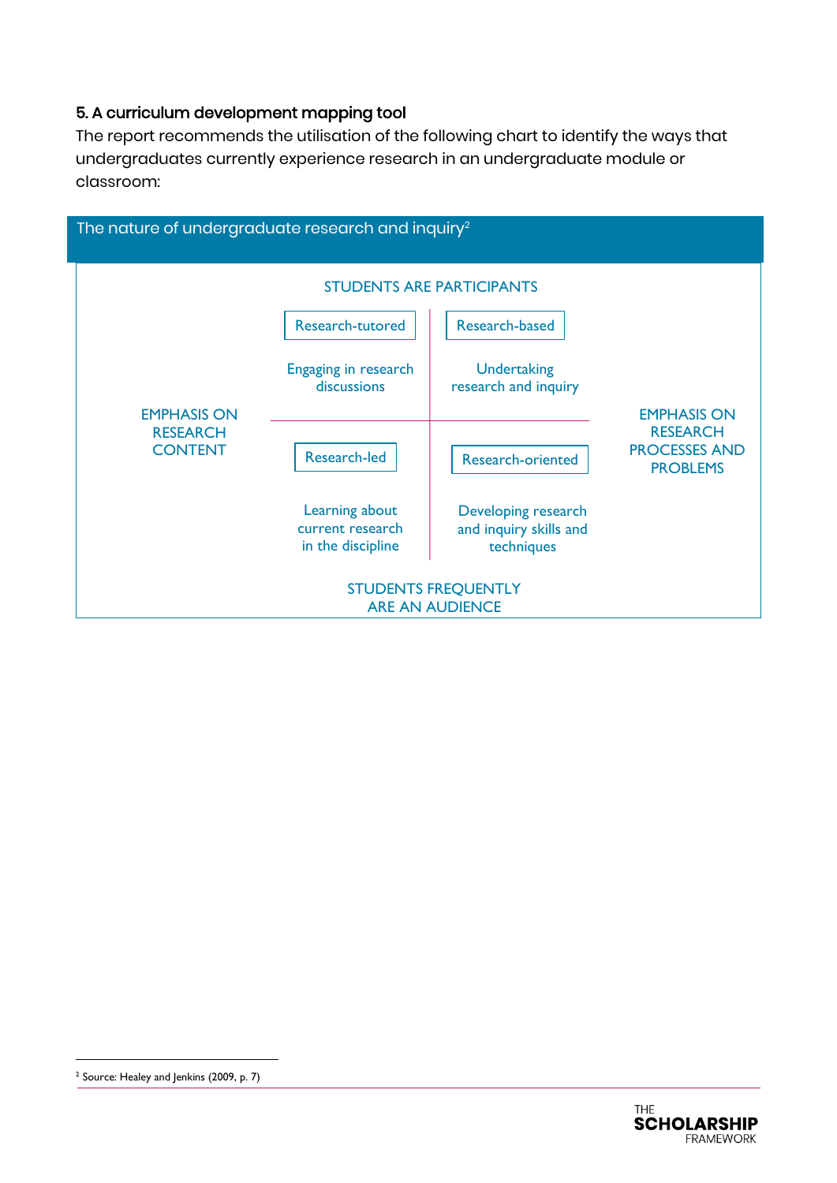### 5. A curriculum development mapping tool

The report recommends the utilisation of the following chart to identify the ways that undergraduates currently experience research in an undergraduate module or classroom:

**The nature of undergraduate research and inquiry**[2]

STUDENTS ARE PARTICIPANTS

| | | | |
|---|---|---|---|
| EMPHASIS ON RESEARCH CONTENT | **Research-tutored**<br>Engaging in research discussions | **Research-based**<br>Undertaking research and inquiry | EMPHASIS ON RESEARCH PROCESSES AND PROBLEMS |
| | **Research-led**<br>Learning about current research in the discipline | **Research-oriented**<br>Developing research and inquiry skills and techniques | |

STUDENTS FREQUENTLY ARE AN AUDIENCE

[2] Source: Healey and Jenkins (2009, p. 7)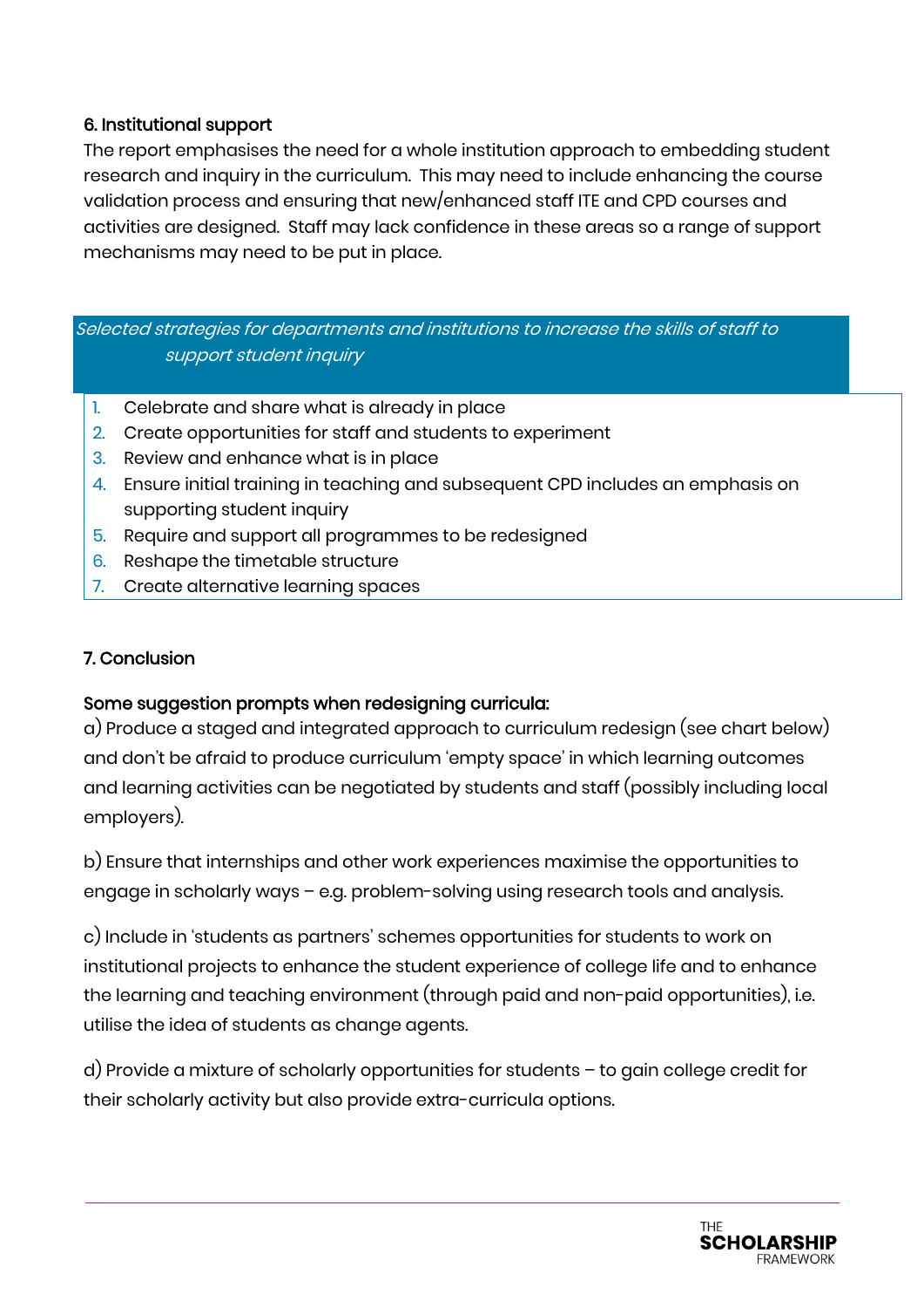## 6. Institutional support

The report emphasises the need for a whole institution approach to embedding student research and inquiry in the curriculum. This may need to include enhancing the course validation process and ensuring that new/enhanced staff ITE and CPD courses and activities are designed. Staff may lack confidence in these areas so a range of support mechanisms may need to be put in place.

*Selected strategies for departments and institutions to increase the skills of staff to support student inquiry*

1. Celebrate and share what is already in place
2. Create opportunities for staff and students to experiment
3. Review and enhance what is in place
4. Ensure initial training in teaching and subsequent CPD includes an emphasis on supporting student inquiry
5. Require and support all programmes to be redesigned
6. Reshape the timetable structure
7. Create alternative learning spaces

## 7. Conclusion

**Some suggestion prompts when redesigning curricula:**

a) Produce a staged and integrated approach to curriculum redesign (see chart below) and don't be afraid to produce curriculum 'empty space' in which learning outcomes and learning activities can be negotiated by students and staff (possibly including local employers).

b) Ensure that internships and other work experiences maximise the opportunities to engage in scholarly ways – e.g. problem-solving using research tools and analysis.

c) Include in 'students as partners' schemes opportunities for students to work on institutional projects to enhance the student experience of college life and to enhance the learning and teaching environment (through paid and non-paid opportunities), i.e. utilise the idea of students as change agents.

d) Provide a mixture of scholarly opportunities for students – to gain college credit for their scholarly activity but also provide extra-curricula options.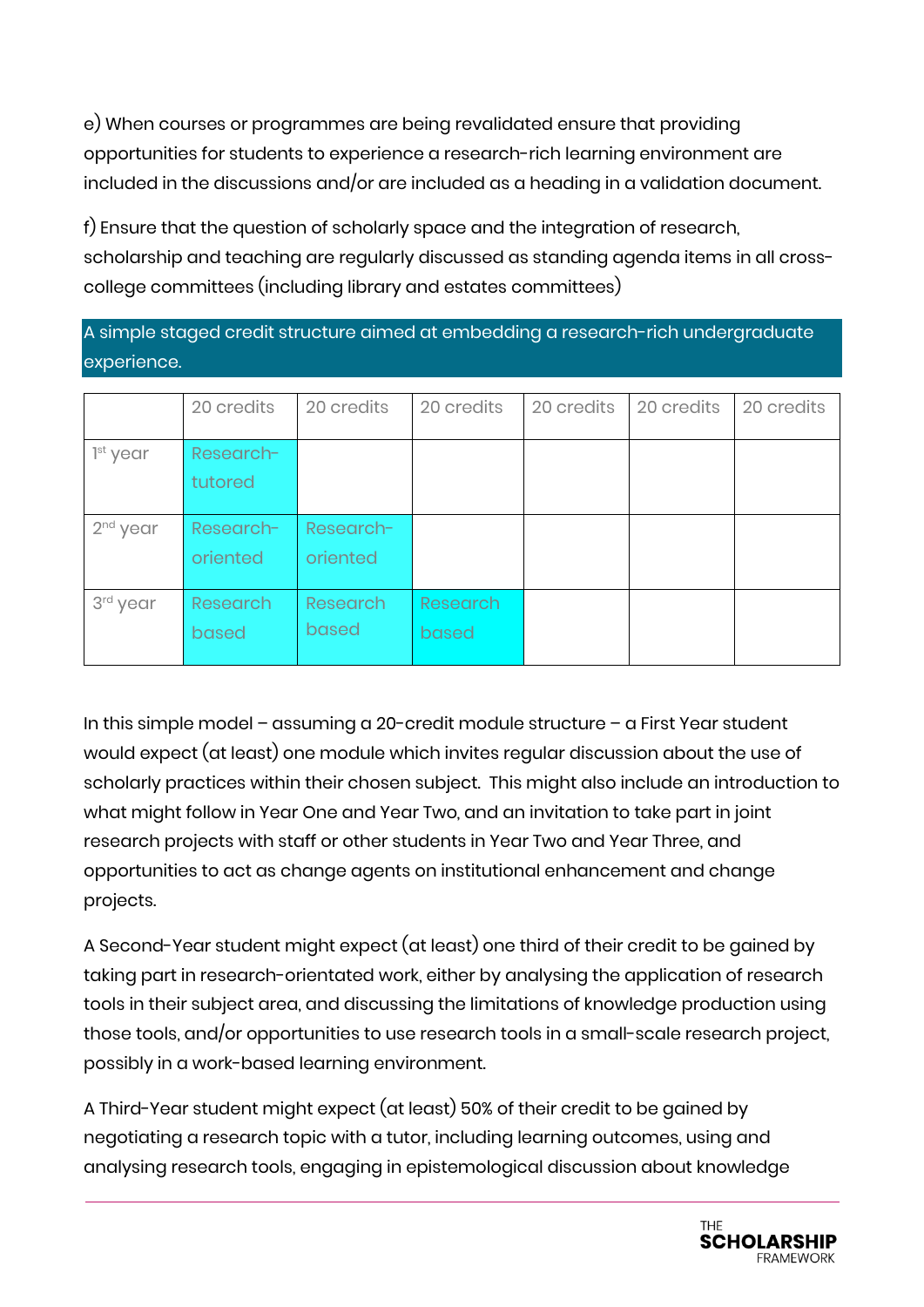e) When courses or programmes are being revalidated ensure that providing opportunities for students to experience a research-rich learning environment are included in the discussions and/or are included as a heading in a validation document.

f) Ensure that the question of scholarly space and the integration of research, scholarship and teaching are regularly discussed as standing agenda items in all cross-college committees (including library and estates committees)

A simple staged credit structure aimed at embedding a research-rich undergraduate experience.

| | 20 credits | 20 credits | 20 credits | 20 credits | 20 credits | 20 credits |
|---|---|---|---|---|---|---|
| 1st year | Research-tutored | | | | | |
| 2nd year | Research-oriented | Research-oriented | | | | |
| 3rd year | Research based | Research based | Research based | | | |

In this simple model – assuming a 20-credit module structure – a First Year student would expect (at least) one module which invites regular discussion about the use of scholarly practices within their chosen subject. This might also include an introduction to what might follow in Year One and Year Two, and an invitation to take part in joint research projects with staff or other students in Year Two and Year Three, and opportunities to act as change agents on institutional enhancement and change projects.

A Second-Year student might expect (at least) one third of their credit to be gained by taking part in research-orientated work, either by analysing the application of research tools in their subject area, and discussing the limitations of knowledge production using those tools, and/or opportunities to use research tools in a small-scale research project, possibly in a work-based learning environment.

A Third-Year student might expect (at least) 50% of their credit to be gained by negotiating a research topic with a tutor, including learning outcomes, using and analysing research tools, engaging in epistemological discussion about knowledge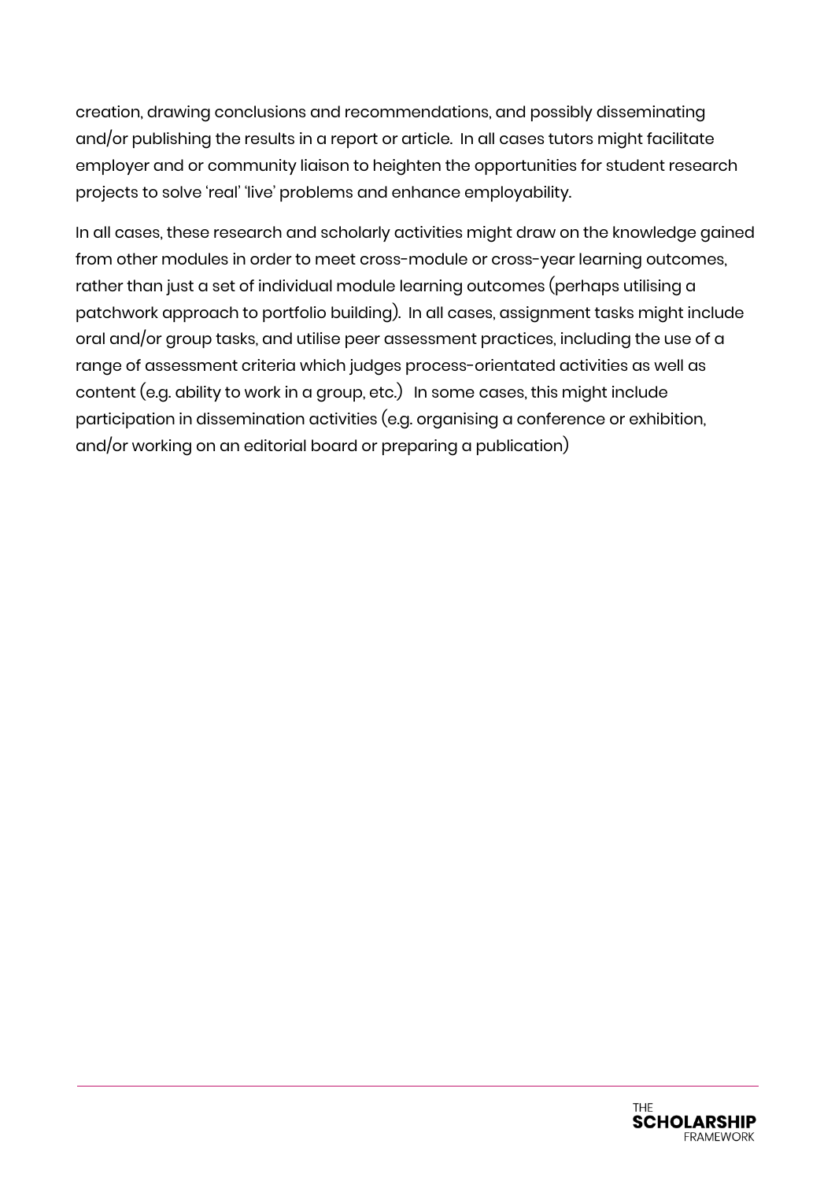creation, drawing conclusions and recommendations, and possibly disseminating and/or publishing the results in a report or article.  In all cases tutors might facilitate employer and or community liaison to heighten the opportunities for student research projects to solve 'real' 'live' problems and enhance employability.

In all cases, these research and scholarly activities might draw on the knowledge gained from other modules in order to meet cross-module or cross-year learning outcomes, rather than just a set of individual module learning outcomes (perhaps utilising a patchwork approach to portfolio building).  In all cases, assignment tasks might include oral and/or group tasks, and utilise peer assessment practices, including the use of a range of assessment criteria which judges process-orientated activities as well as content (e.g. ability to work in a group, etc.)   In some cases, this might include participation in dissemination activities (e.g. organising a conference or exhibition, and/or working on an editorial board or preparing a publication)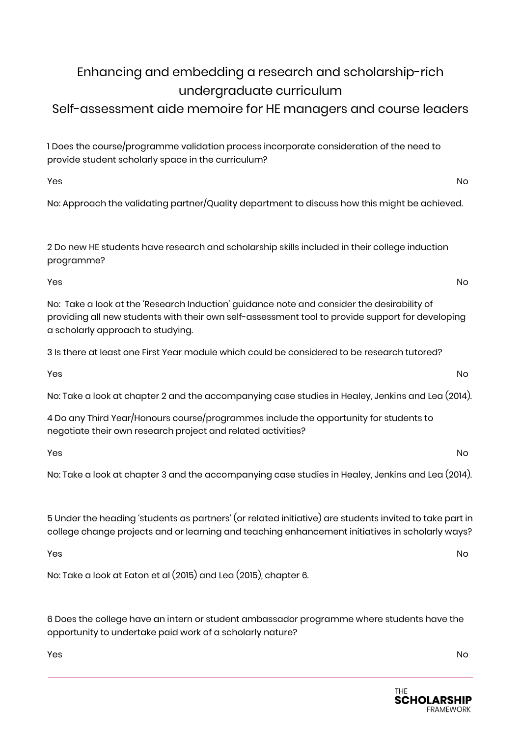# Enhancing and embedding a research and scholarship-rich undergraduate curriculum

## Self-assessment aide memoire for HE managers and course leaders

1 Does the course/programme validation process incorporate consideration of the need to provide student scholarly space in the curriculum?

Yes No

No: Approach the validating partner/Quality department to discuss how this might be achieved.

2 Do new HE students have research and scholarship skills included in their college induction programme?

Yes No

No: Take a look at the 'Research Induction' guidance note and consider the desirability of providing all new students with their own self-assessment tool to provide support for developing a scholarly approach to studying.

3 Is there at least one First Year module which could be considered to be research tutored?

Yes No

No: Take a look at chapter 2 and the accompanying case studies in Healey, Jenkins and Lea (2014).

4 Do any Third Year/Honours course/programmes include the opportunity for students to negotiate their own research project and related activities?

Yes No

No: Take a look at chapter 3 and the accompanying case studies in Healey, Jenkins and Lea (2014).

5 Under the heading 'students as partners' (or related initiative) are students invited to take part in college change projects and or learning and teaching enhancement initiatives in scholarly ways?

Yes No

No: Take a look at Eaton et al (2015) and Lea (2015), chapter 6.

6 Does the college have an intern or student ambassador programme where students have the opportunity to undertake paid work of a scholarly nature?

Yes No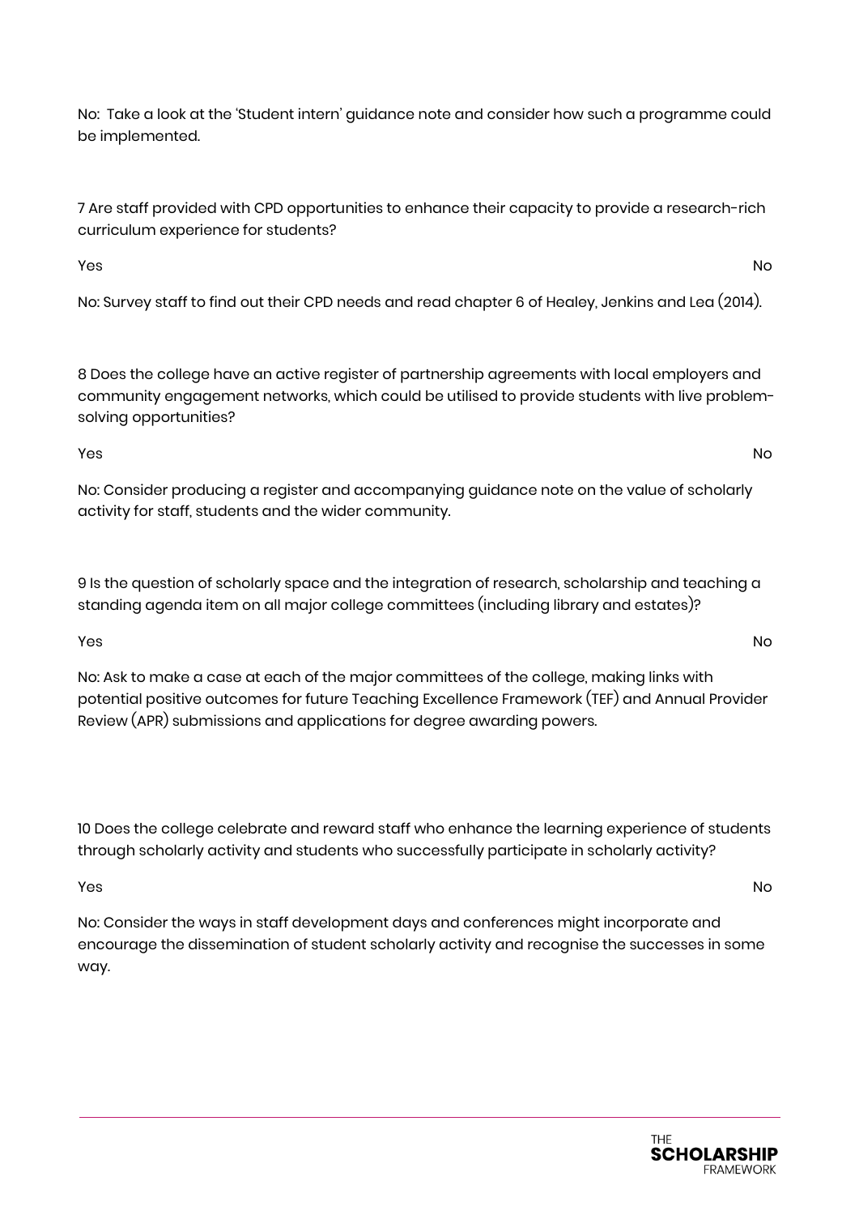No: Take a look at the 'Student intern' guidance note and consider how such a programme could be implemented.

7 Are staff provided with CPD opportunities to enhance their capacity to provide a research-rich curriculum experience for students?

Yes No

No: Survey staff to find out their CPD needs and read chapter 6 of Healey, Jenkins and Lea (2014).

8 Does the college have an active register of partnership agreements with local employers and community engagement networks, which could be utilised to provide students with live problem-solving opportunities?

Yes No

No: Consider producing a register and accompanying guidance note on the value of scholarly activity for staff, students and the wider community.

9 Is the question of scholarly space and the integration of research, scholarship and teaching a standing agenda item on all major college committees (including library and estates)?

Yes No

No: Ask to make a case at each of the major committees of the college, making links with potential positive outcomes for future Teaching Excellence Framework (TEF) and Annual Provider Review (APR) submissions and applications for degree awarding powers.

10 Does the college celebrate and reward staff who enhance the learning experience of students through scholarly activity and students who successfully participate in scholarly activity?

Yes No

No: Consider the ways in staff development days and conferences might incorporate and encourage the dissemination of student scholarly activity and recognise the successes in some way.